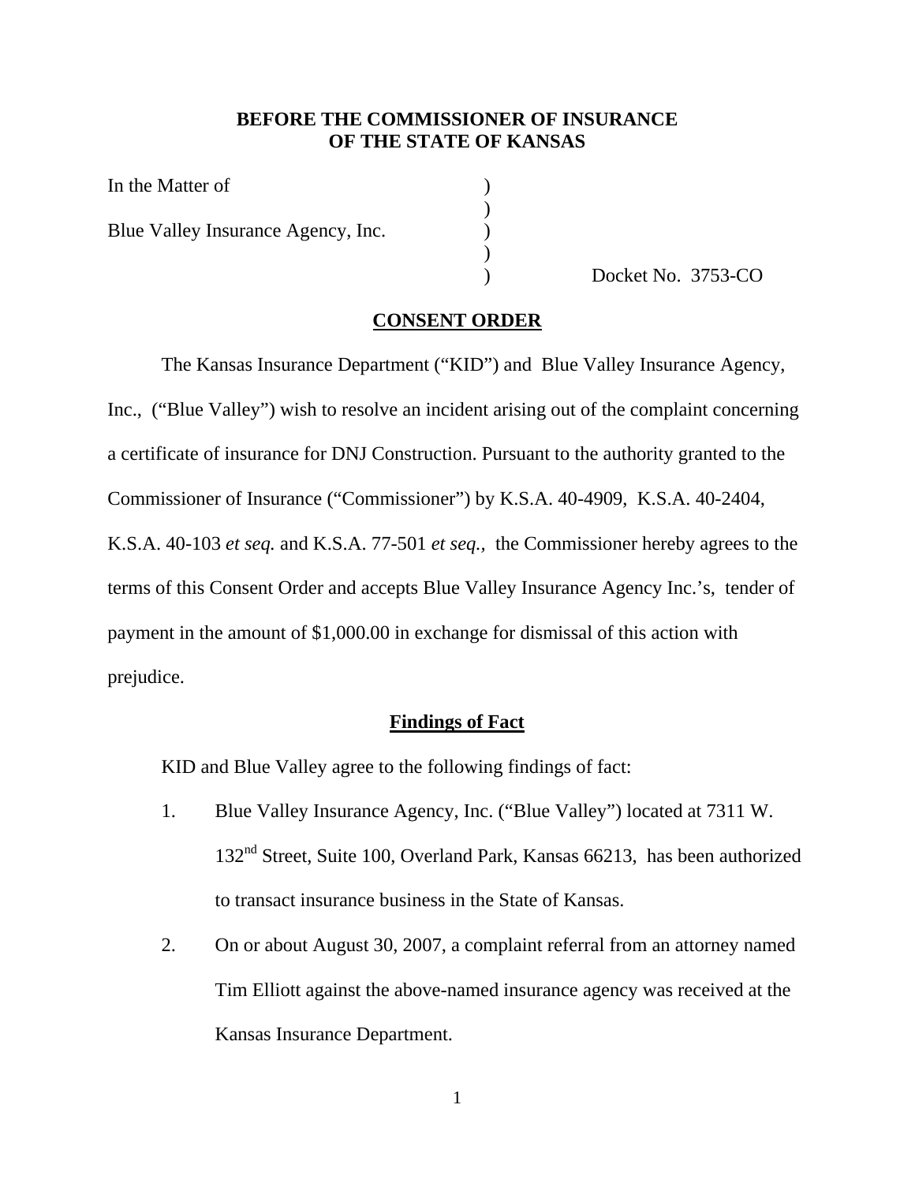**BEFORE THE COMMISSIONER OF INSURANCE**
**OF THE STATE OF KANSAS**

In the Matter of )
)
Blue Valley Insurance Agency, Inc. )
)
) Docket No. 3753-CO

## CONSENT ORDER

The Kansas Insurance Department ("KID") and Blue Valley Insurance Agency, Inc., ("Blue Valley") wish to resolve an incident arising out of the complaint concerning a certificate of insurance for DNJ Construction. Pursuant to the authority granted to the Commissioner of Insurance ("Commissioner") by K.S.A. 40-4909, K.S.A. 40-2404, K.S.A. 40-103 *et seq.* and K.S.A. 77-501 *et seq.*, the Commissioner hereby agrees to the terms of this Consent Order and accepts Blue Valley Insurance Agency Inc.'s, tender of payment in the amount of $1,000.00 in exchange for dismissal of this action with prejudice.

### Findings of Fact

KID and Blue Valley agree to the following findings of fact:

1. Blue Valley Insurance Agency, Inc. ("Blue Valley") located at 7311 W. 132nd Street, Suite 100, Overland Park, Kansas 66213, has been authorized to transact insurance business in the State of Kansas.
2. On or about August 30, 2007, a complaint referral from an attorney named Tim Elliott against the above-named insurance agency was received at the Kansas Insurance Department.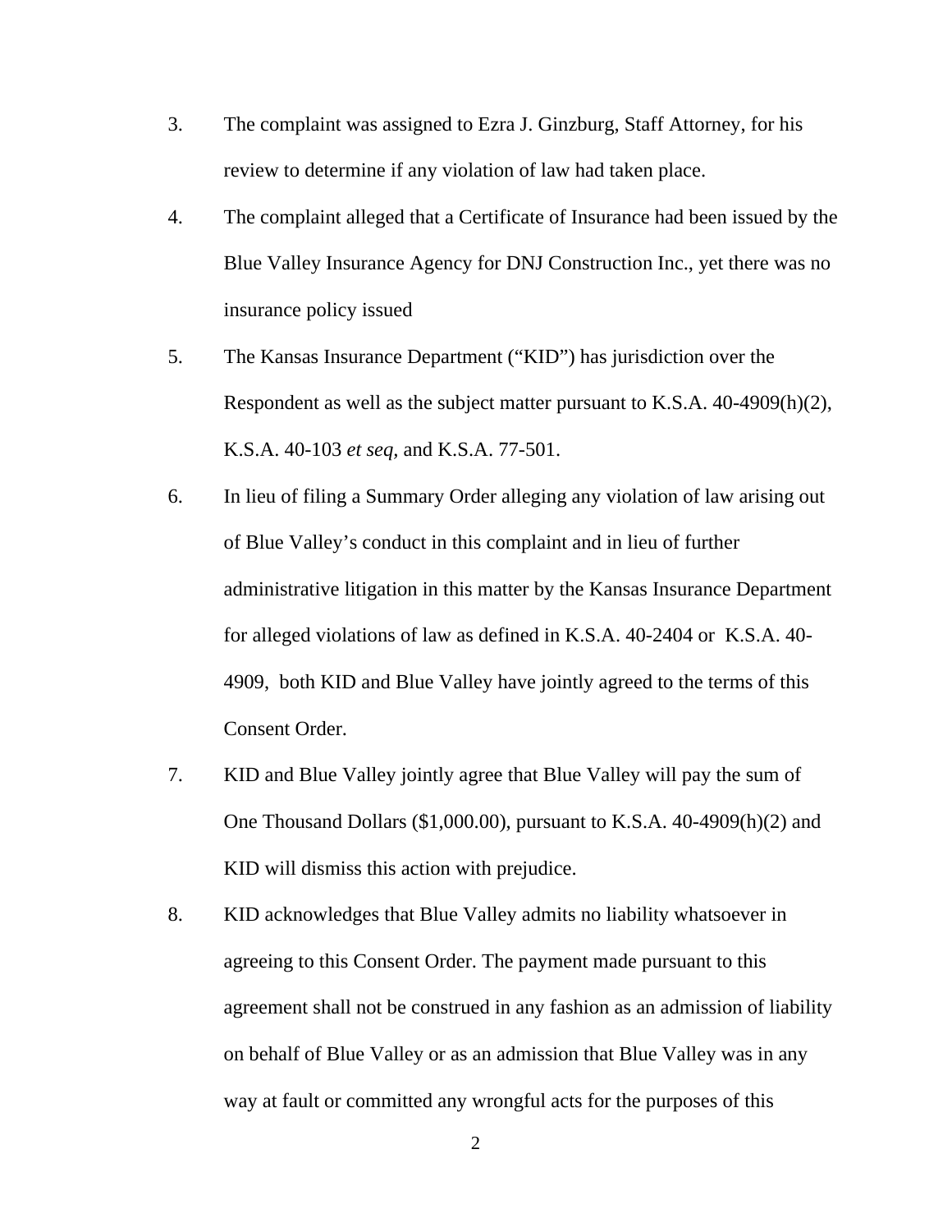3. The complaint was assigned to Ezra J. Ginzburg, Staff Attorney, for his review to determine if any violation of law had taken place.

4. The complaint alleged that a Certificate of Insurance had been issued by the Blue Valley Insurance Agency for DNJ Construction Inc., yet there was no insurance policy issued

5. The Kansas Insurance Department ("KID") has jurisdiction over the Respondent as well as the subject matter pursuant to K.S.A. 40-4909(h)(2), K.S.A. 40-103 *et seq*, and K.S.A. 77-501.

6. In lieu of filing a Summary Order alleging any violation of law arising out of Blue Valley's conduct in this complaint and in lieu of further administrative litigation in this matter by the Kansas Insurance Department for alleged violations of law as defined in K.S.A. 40-2404 or K.S.A. 40-4909, both KID and Blue Valley have jointly agreed to the terms of this Consent Order.

7. KID and Blue Valley jointly agree that Blue Valley will pay the sum of One Thousand Dollars ($1,000.00), pursuant to K.S.A. 40-4909(h)(2) and KID will dismiss this action with prejudice.

8. KID acknowledges that Blue Valley admits no liability whatsoever in agreeing to this Consent Order. The payment made pursuant to this agreement shall not be construed in any fashion as an admission of liability on behalf of Blue Valley or as an admission that Blue Valley was in any way at fault or committed any wrongful acts for the purposes of this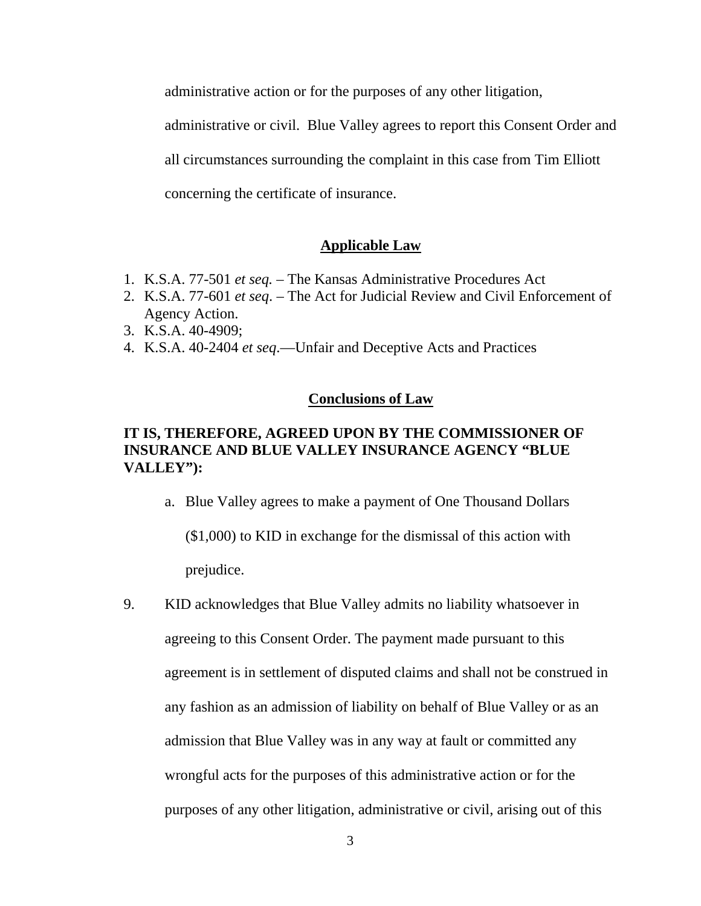administrative action or for the purposes of any other litigation, administrative or civil. Blue Valley agrees to report this Consent Order and all circumstances surrounding the complaint in this case from Tim Elliott concerning the certificate of insurance.

## Applicable Law

1. K.S.A. 77-501 *et seq.* – The Kansas Administrative Procedures Act
2. K.S.A. 77-601 *et seq*. – The Act for Judicial Review and Civil Enforcement of Agency Action.
3. K.S.A. 40-4909;
4. K.S.A. 40-2404 *et seq*.—Unfair and Deceptive Acts and Practices

## Conclusions of Law

**IT IS, THEREFORE, AGREED UPON BY THE COMMISSIONER OF INSURANCE AND BLUE VALLEY INSURANCE AGENCY "BLUE VALLEY"):**

a. Blue Valley agrees to make a payment of One Thousand Dollars ($1,000) to KID in exchange for the dismissal of this action with prejudice.

9. KID acknowledges that Blue Valley admits no liability whatsoever in agreeing to this Consent Order. The payment made pursuant to this agreement is in settlement of disputed claims and shall not be construed in any fashion as an admission of liability on behalf of Blue Valley or as an admission that Blue Valley was in any way at fault or committed any wrongful acts for the purposes of this administrative action or for the purposes of any other litigation, administrative or civil, arising out of this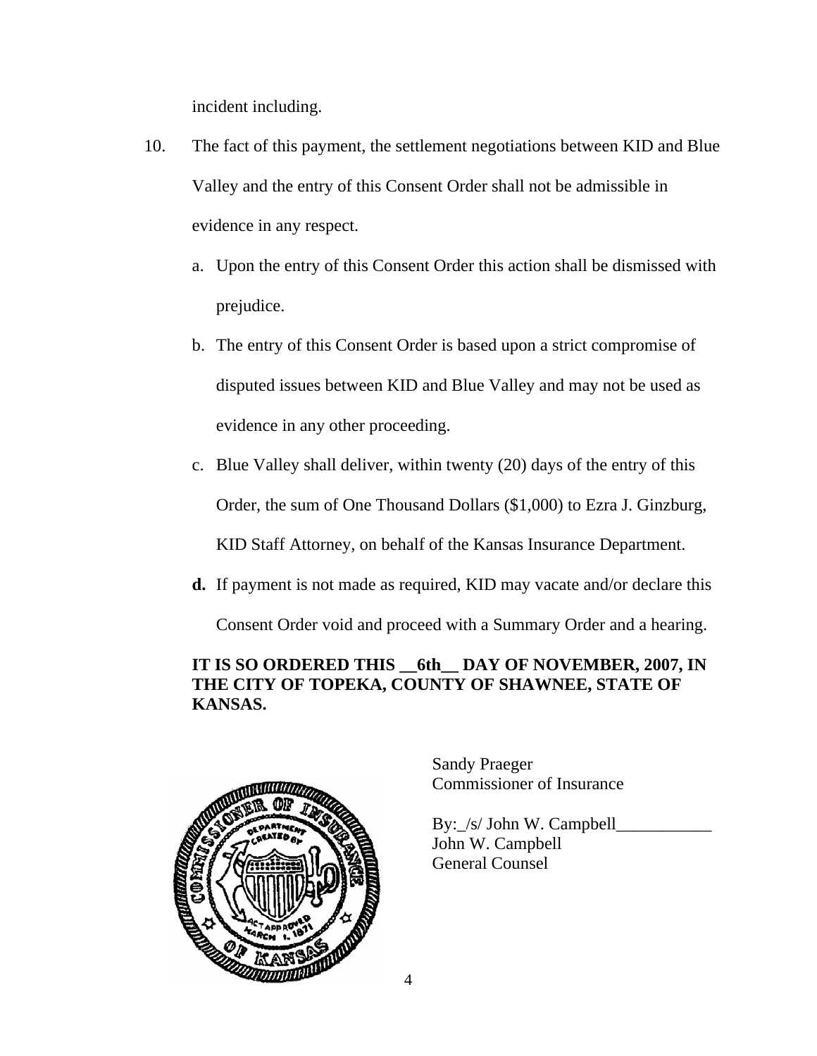incident including.

10. The fact of this payment, the settlement negotiations between KID and Blue Valley and the entry of this Consent Order shall not be admissible in evidence in any respect.

    a. Upon the entry of this Consent Order this action shall be dismissed with prejudice.

    b. The entry of this Consent Order is based upon a strict compromise of disputed issues between KID and Blue Valley and may not be used as evidence in any other proceeding.

    c. Blue Valley shall deliver, within twenty (20) days of the entry of this Order, the sum of One Thousand Dollars ($1,000) to Ezra J. Ginzburg, KID Staff Attorney, on behalf of the Kansas Insurance Department.

    **d.** If payment is not made as required, KID may vacate and/or declare this Consent Order void and proceed with a Summary Order and a hearing.

**IT IS SO ORDERED THIS __6th__ DAY OF NOVEMBER, 2007, IN THE CITY OF TOPEKA, COUNTY OF SHAWNEE, STATE OF KANSAS.**

Sandy Praeger
Commissioner of Insurance

By:_/s/ John W. Campbell___________
John W. Campbell
General Counsel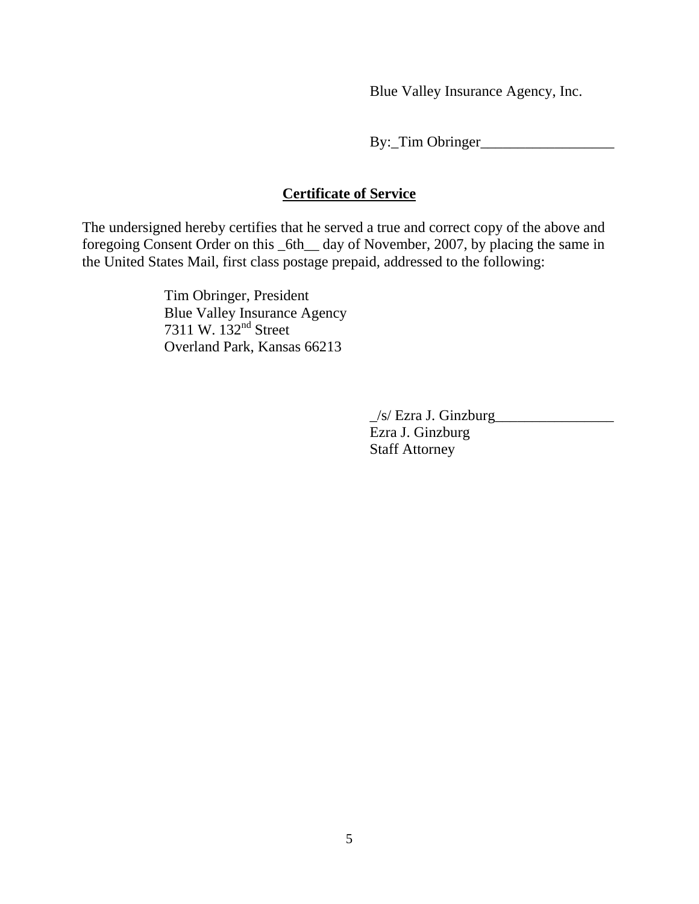Blue Valley Insurance Agency, Inc.

By:_Tim Obringer__________________

**Certificate of Service**

The undersigned hereby certifies that he served a true and correct copy of the above and foregoing Consent Order on this _6th__ day of November, 2007, by placing the same in the United States Mail, first class postage prepaid, addressed to the following:

Tim Obringer, President
Blue Valley Insurance Agency
7311 W. 132nd Street
Overland Park, Kansas 66213

_/s/ Ezra J. Ginzburg________________
Ezra J. Ginzburg
Staff Attorney